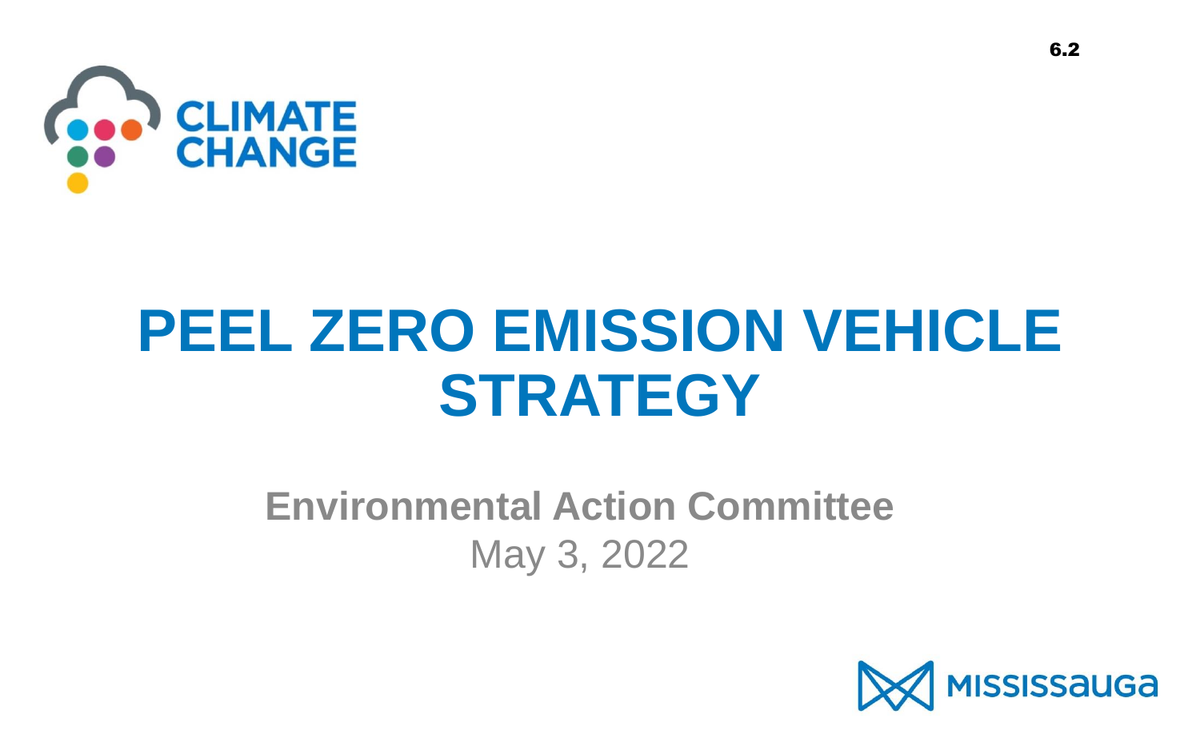6.2

CLIMATE CHANGE

# PEEL ZERO EMISSION VEHICLE STRATEGY

**Environmental Action Committee**

May 3, 2022

MISSISSAUGA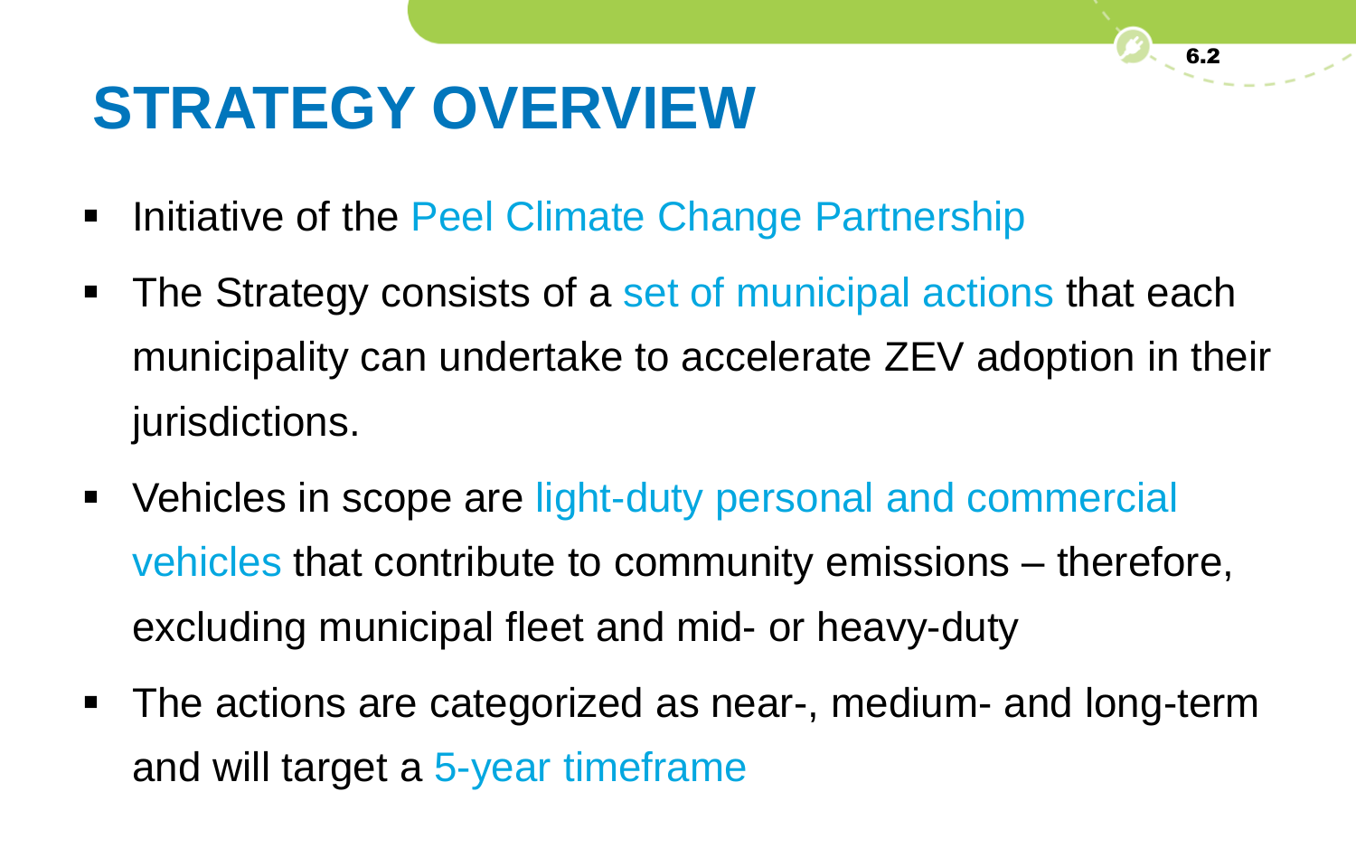# STRATEGY OVERVIEW

- Initiative of the Peel Climate Change Partnership
- The Strategy consists of a set of municipal actions that each municipality can undertake to accelerate ZEV adoption in their jurisdictions.
- Vehicles in scope are light-duty personal and commercial vehicles that contribute to community emissions – therefore, excluding municipal fleet and mid- or heavy-duty
- The actions are categorized as near-, medium- and long-term and will target a 5-year timeframe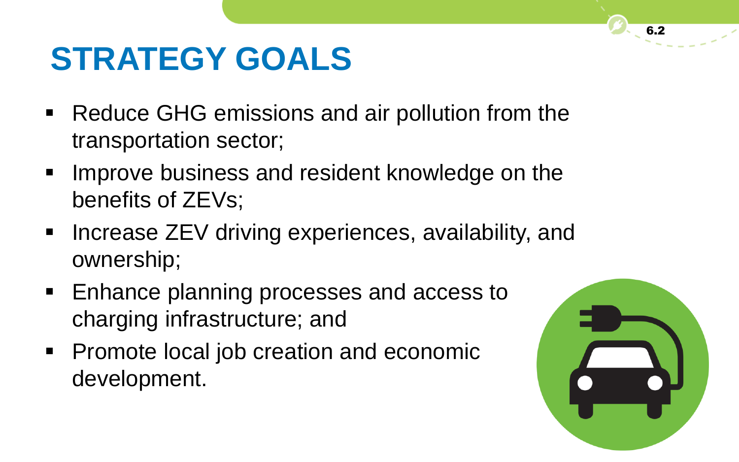# STRATEGY GOALS

- Reduce GHG emissions and air pollution from the transportation sector;
- Improve business and resident knowledge on the benefits of ZEVs;
- Increase ZEV driving experiences, availability, and ownership;
- Enhance planning processes and access to charging infrastructure; and
- Promote local job creation and economic development.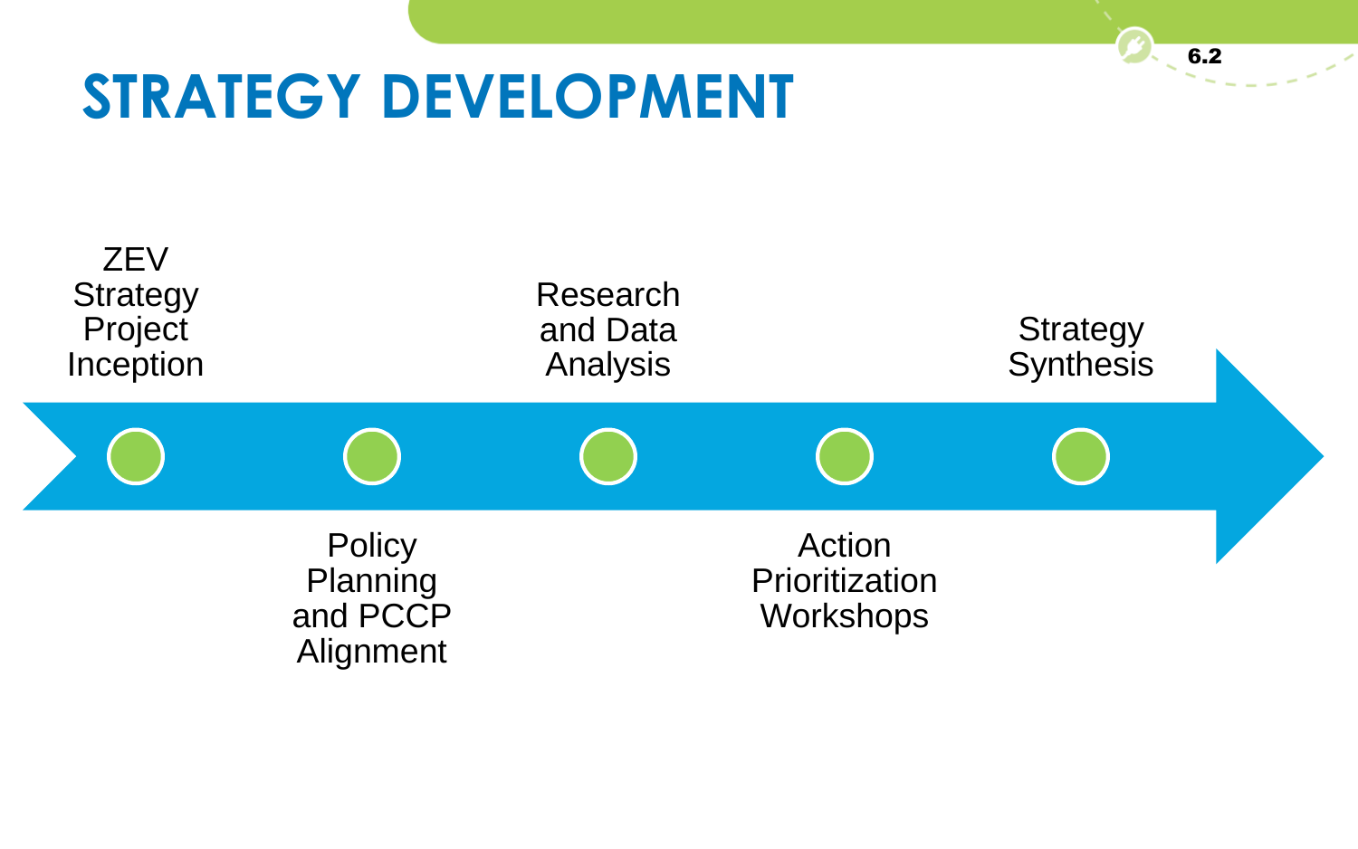# STRATEGY DEVELOPMENT

1. ZEV Strategy Project Inception
2. Policy Planning and PCCP Alignment
3. Research and Data Analysis
4. Action Prioritization Workshops
5. Strategy Synthesis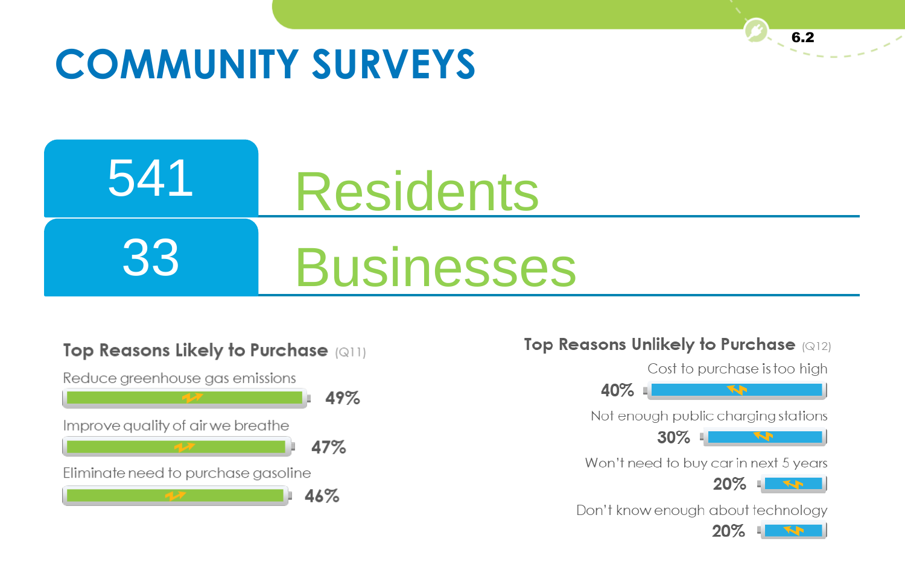# COMMUNITY SURVEYS

**541** Residents

**33** Businesses

### Top Reasons Likely to Purchase (Q11)

- Reduce greenhouse gas emissions — **49%**
- Improve quality of air we breathe — **47%**
- Eliminate need to purchase gasoline — **46%**

### Top Reasons Unlikely to Purchase (Q12)

- Cost to purchase is too high — **40%**
- Not enough public charging stations — **30%**
- Won't need to buy car in next 5 years — **20%**
- Don't know enough about technology — **20%**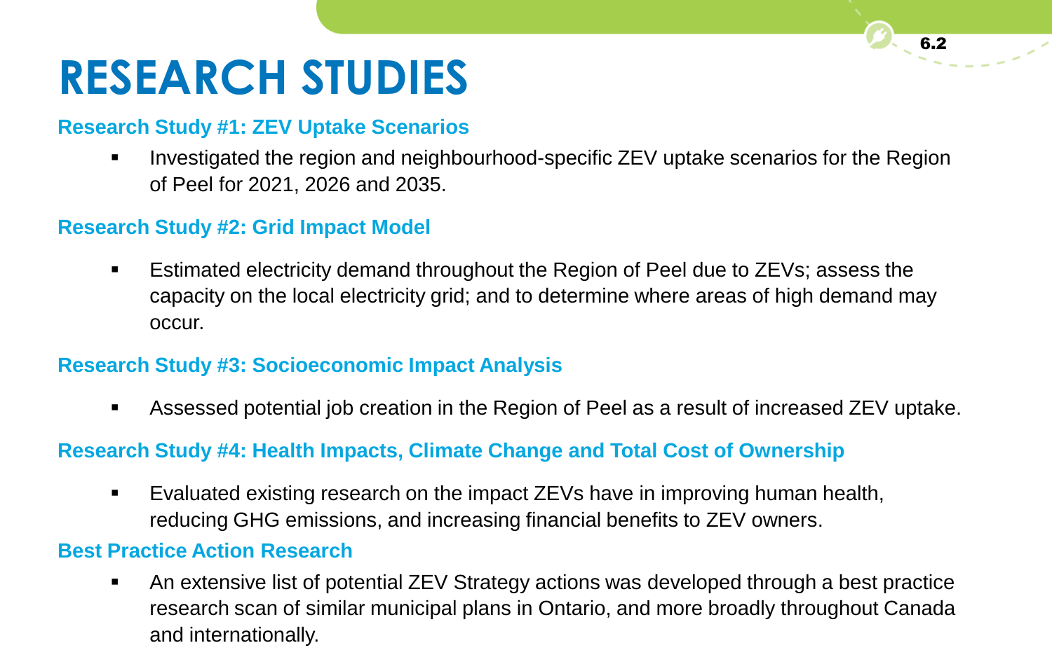# RESEARCH STUDIES

### Research Study #1: ZEV Uptake Scenarios

- Investigated the region and neighbourhood-specific ZEV uptake scenarios for the Region of Peel for 2021, 2026 and 2035.

### Research Study #2: Grid Impact Model

- Estimated electricity demand throughout the Region of Peel due to ZEVs; assess the capacity on the local electricity grid; and to determine where areas of high demand may occur.

### Research Study #3: Socioeconomic Impact Analysis

- Assessed potential job creation in the Region of Peel as a result of increased ZEV uptake.

### Research Study #4: Health Impacts, Climate Change and Total Cost of Ownership

- Evaluated existing research on the impact ZEVs have in improving human health, reducing GHG emissions, and increasing financial benefits to ZEV owners.

### Best Practice Action Research

- An extensive list of potential ZEV Strategy actions was developed through a best practice research scan of similar municipal plans in Ontario, and more broadly throughout Canada and internationally.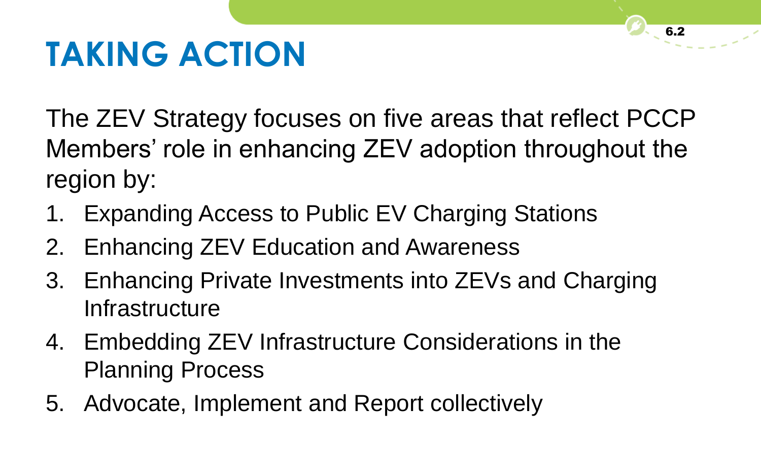# TAKING ACTION

The ZEV Strategy focuses on five areas that reflect PCCP Members' role in enhancing ZEV adoption throughout the region by:

1. Expanding Access to Public EV Charging Stations
2. Enhancing ZEV Education and Awareness
3. Enhancing Private Investments into ZEVs and Charging Infrastructure
4. Embedding ZEV Infrastructure Considerations in the Planning Process
5. Advocate, Implement and Report collectively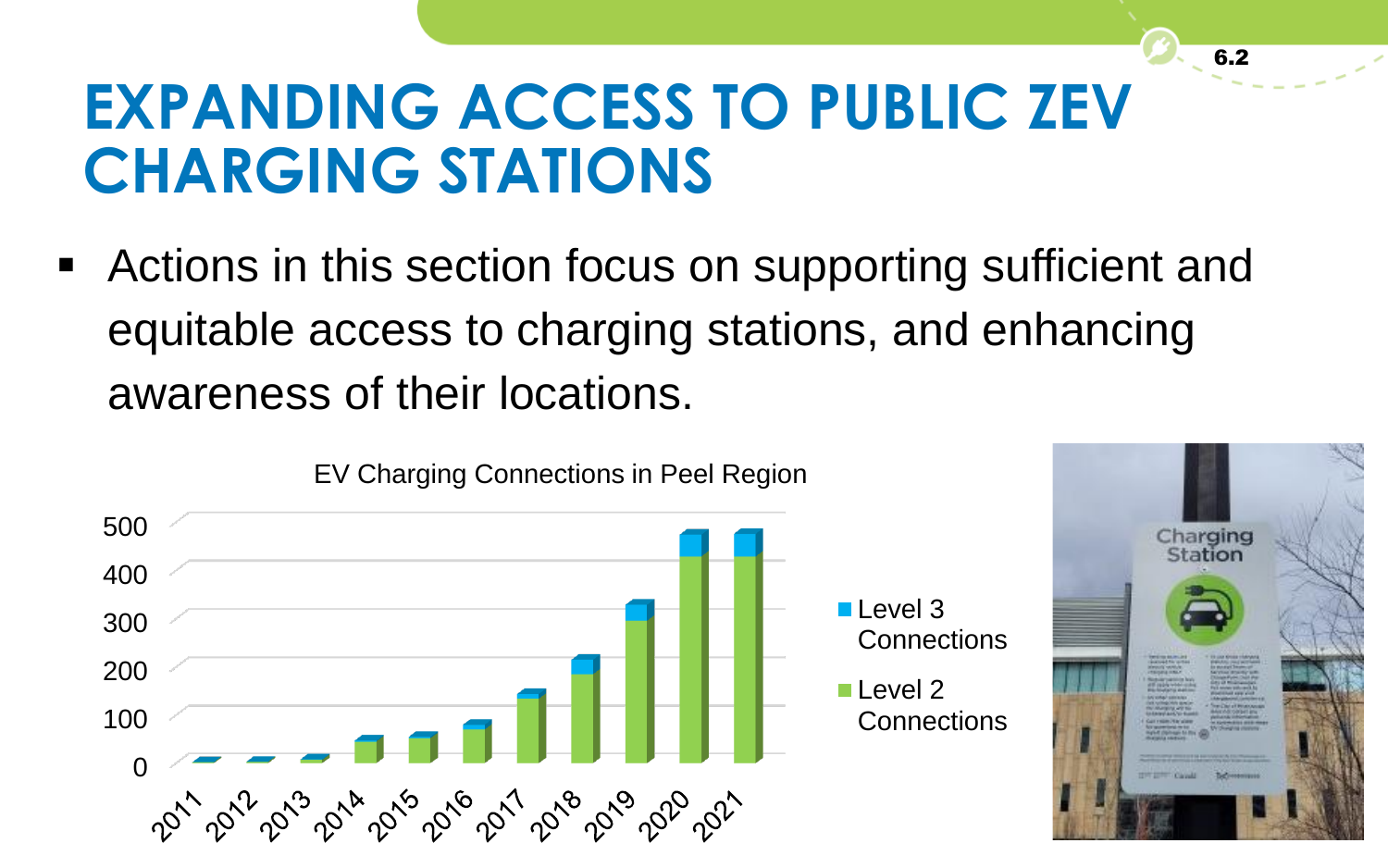# EXPANDING ACCESS TO PUBLIC ZEV CHARGING STATIONS

- Actions in this section focus on supporting sufficient and equitable access to charging stations, and enhancing awareness of their locations.

EV Charging Connections in Peel Region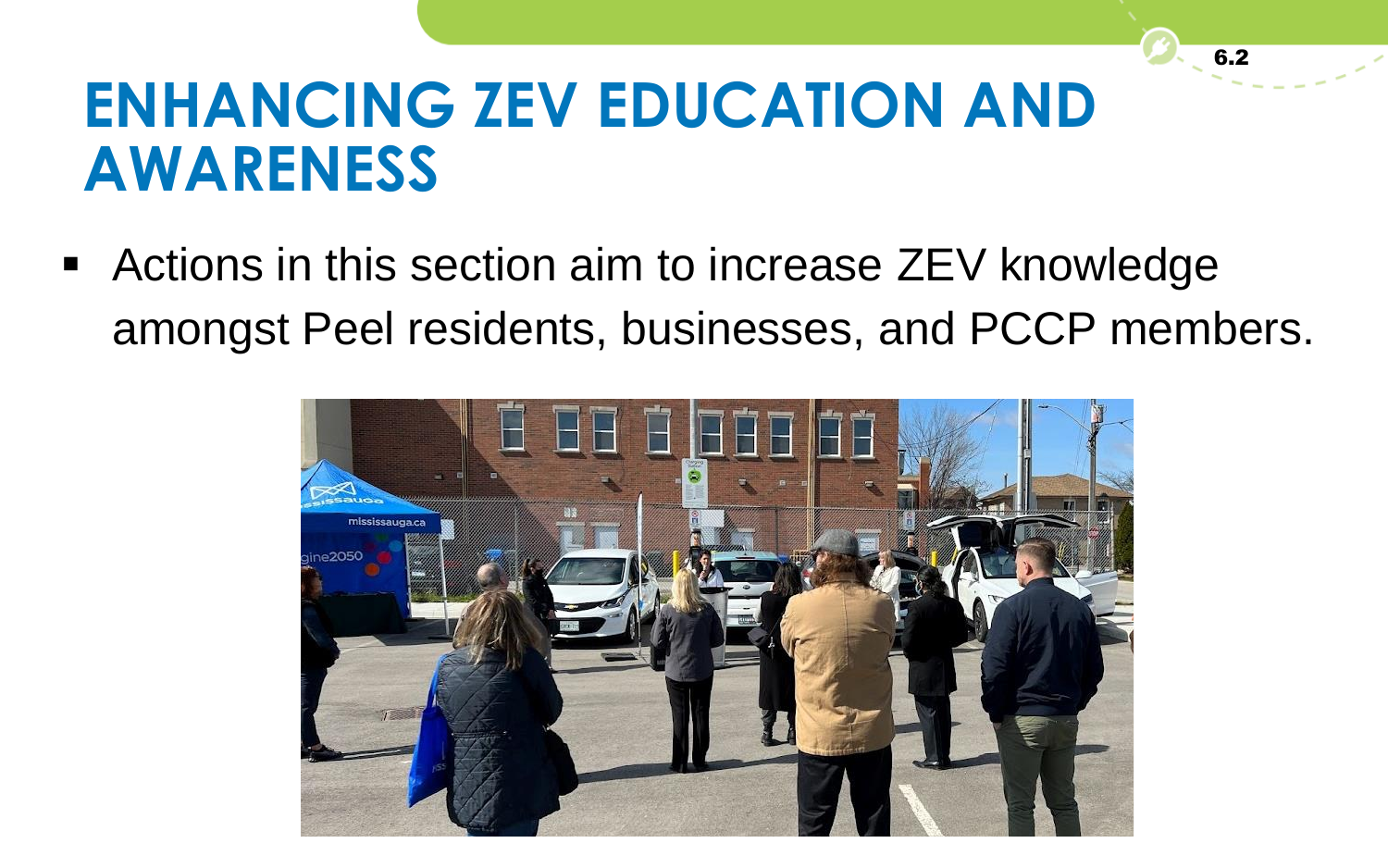# ENHANCING ZEV EDUCATION AND AWARENESS

- Actions in this section aim to increase ZEV knowledge amongst Peel residents, businesses, and PCCP members.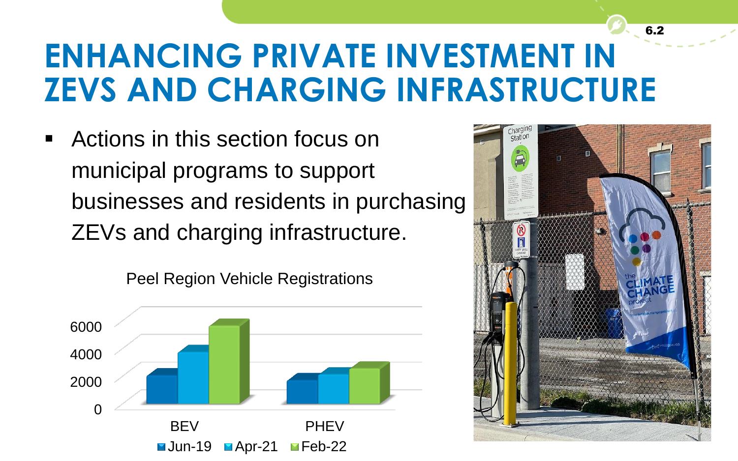# ENHANCING PRIVATE INVESTMENT IN ZEVS AND CHARGING INFRASTRUCTURE

- Actions in this section focus on municipal programs to support businesses and residents in purchasing ZEVs and charging infrastructure.

Peel Region Vehicle Registrations

BEV | PHEV

Jun-19 | Apr-21 | Feb-22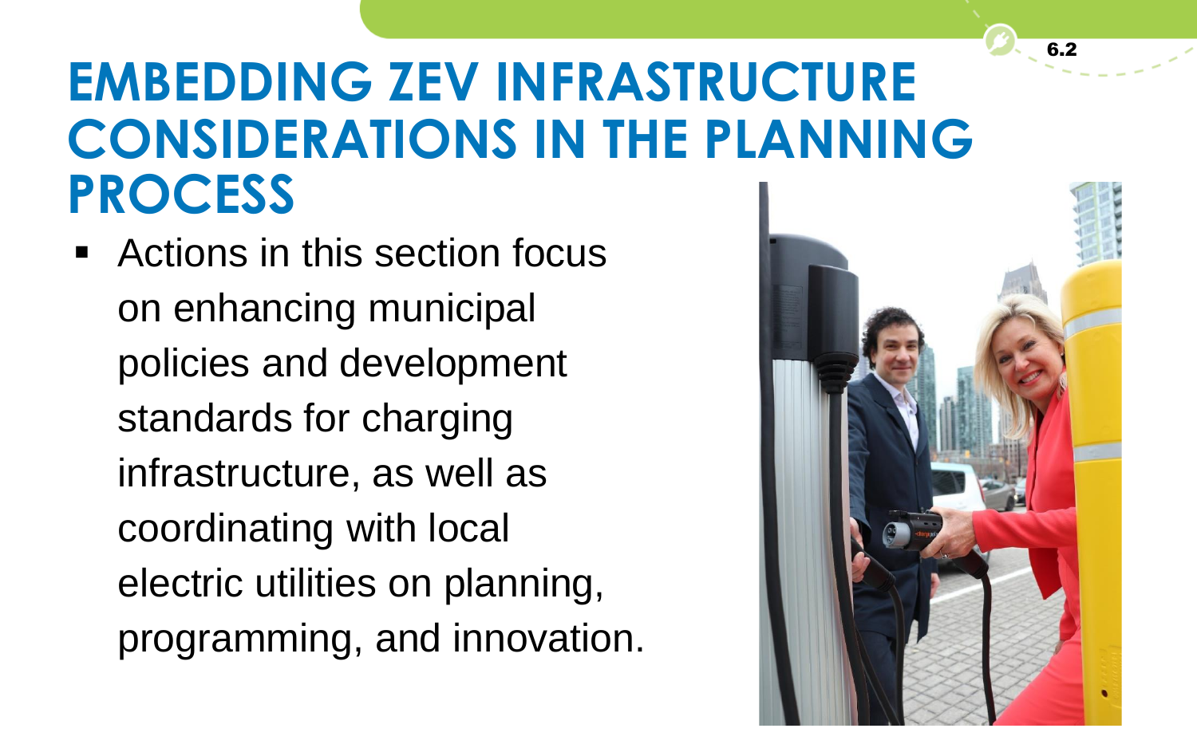# EMBEDDING ZEV INFRASTRUCTURE CONSIDERATIONS IN THE PLANNING PROCESS

- Actions in this section focus on enhancing municipal policies and development standards for charging infrastructure, as well as coordinating with local electric utilities on planning, programming, and innovation.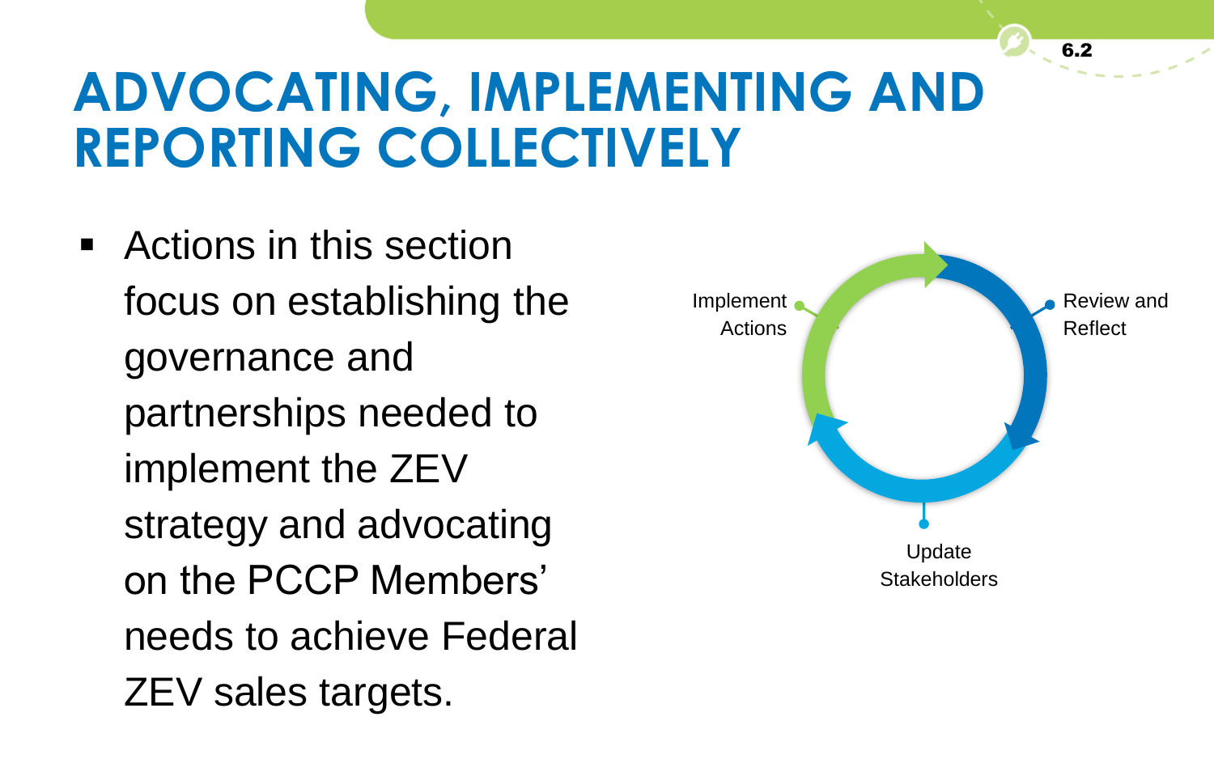# ADVOCATING, IMPLEMENTING AND REPORTING COLLECTIVELY

- Actions in this section focus on establishing the governance and partnerships needed to implement the ZEV strategy and advocating on the PCCP Members' needs to achieve Federal ZEV sales targets.

Implement Actions

Review and Reflect

Update Stakeholders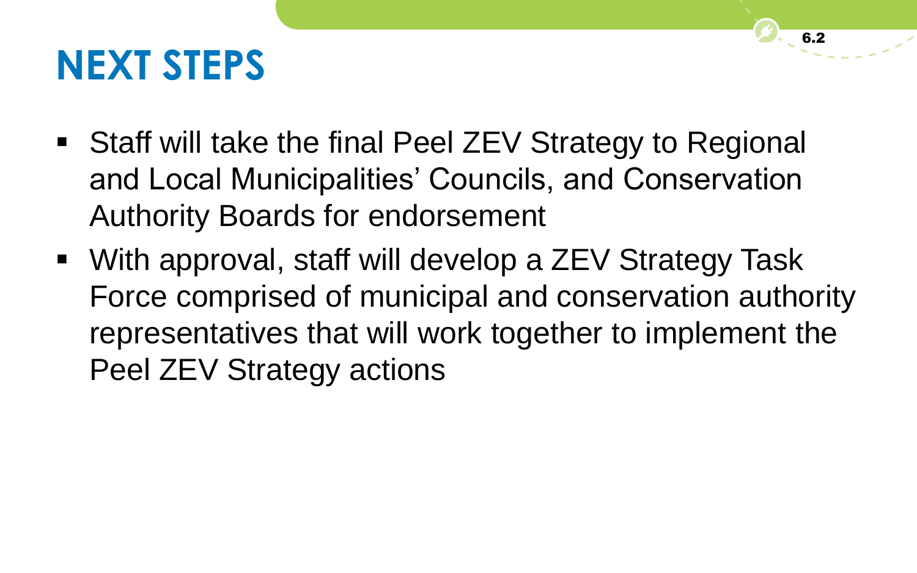# NEXT STEPS

- Staff will take the final Peel ZEV Strategy to Regional and Local Municipalities' Councils, and Conservation Authority Boards for endorsement
- With approval, staff will develop a ZEV Strategy Task Force comprised of municipal and conservation authority representatives that will work together to implement the Peel ZEV Strategy actions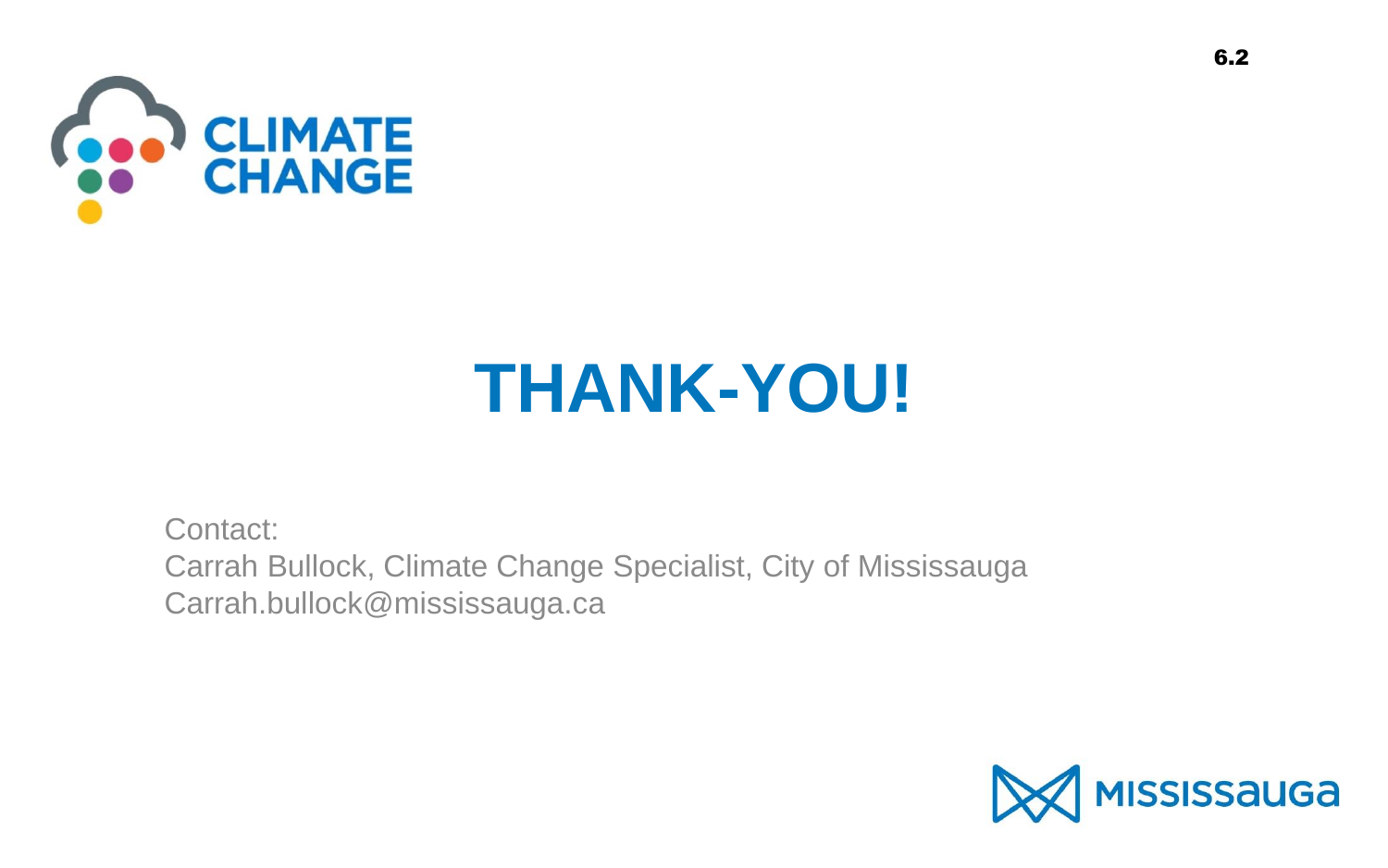CLIMATE CHANGE

# THANK-YOU!

Contact:
Carrah Bullock, Climate Change Specialist, City of Mississauga
Carrah.bullock@mississauga.ca

MISSISSAUGA